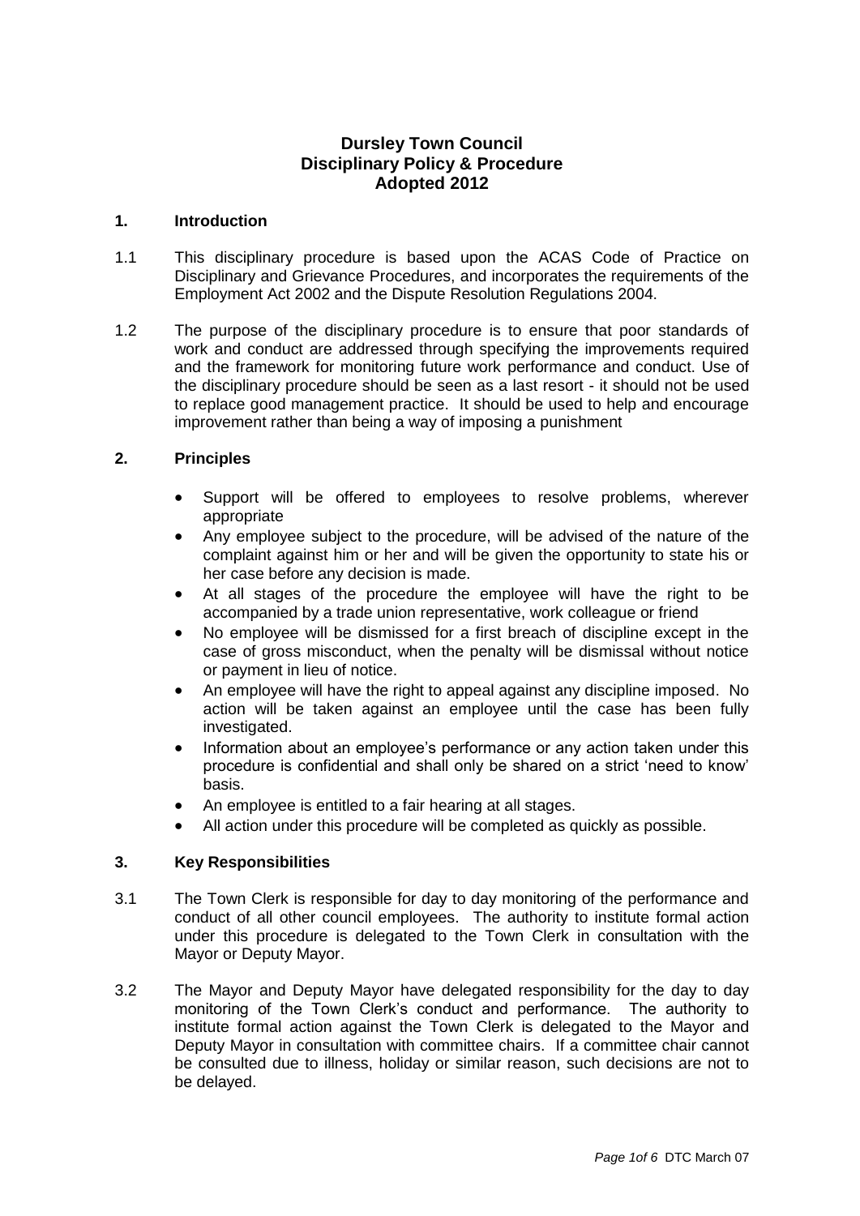# Dursley Town Council
# Disciplinary Policy & Procedure
# Adopted 2012

## 1. Introduction

1.1 This disciplinary procedure is based upon the ACAS Code of Practice on Disciplinary and Grievance Procedures, and incorporates the requirements of the Employment Act 2002 and the Dispute Resolution Regulations 2004.

1.2 The purpose of the disciplinary procedure is to ensure that poor standards of work and conduct are addressed through specifying the improvements required and the framework for monitoring future work performance and conduct. Use of the disciplinary procedure should be seen as a last resort - it should not be used to replace good management practice. It should be used to help and encourage improvement rather than being a way of imposing a punishment

## 2. Principles

- Support will be offered to employees to resolve problems, wherever appropriate
- Any employee subject to the procedure, will be advised of the nature of the complaint against him or her and will be given the opportunity to state his or her case before any decision is made.
- At all stages of the procedure the employee will have the right to be accompanied by a trade union representative, work colleague or friend
- No employee will be dismissed for a first breach of discipline except in the case of gross misconduct, when the penalty will be dismissal without notice or payment in lieu of notice.
- An employee will have the right to appeal against any discipline imposed. No action will be taken against an employee until the case has been fully investigated.
- Information about an employee's performance or any action taken under this procedure is confidential and shall only be shared on a strict 'need to know' basis.
- An employee is entitled to a fair hearing at all stages.
- All action under this procedure will be completed as quickly as possible.

## 3. Key Responsibilities

3.1 The Town Clerk is responsible for day to day monitoring of the performance and conduct of all other council employees. The authority to institute formal action under this procedure is delegated to the Town Clerk in consultation with the Mayor or Deputy Mayor.

3.2 The Mayor and Deputy Mayor have delegated responsibility for the day to day monitoring of the Town Clerk's conduct and performance. The authority to institute formal action against the Town Clerk is delegated to the Mayor and Deputy Mayor in consultation with committee chairs. If a committee chair cannot be consulted due to illness, holiday or similar reason, such decisions are not to be delayed.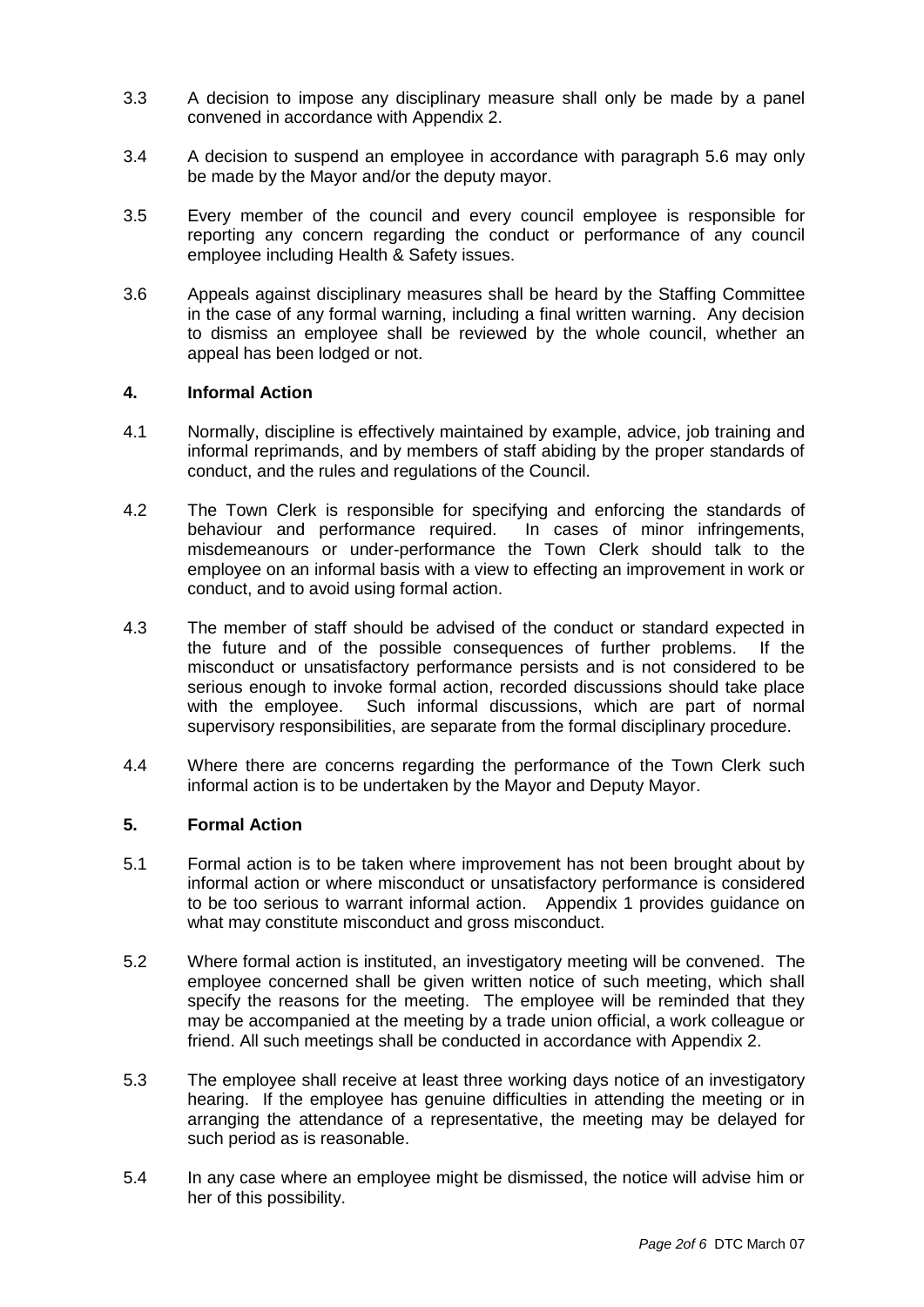3.3 A decision to impose any disciplinary measure shall only be made by a panel convened in accordance with Appendix 2.

3.4 A decision to suspend an employee in accordance with paragraph 5.6 may only be made by the Mayor and/or the deputy mayor.

3.5 Every member of the council and every council employee is responsible for reporting any concern regarding the conduct or performance of any council employee including Health & Safety issues.

3.6 Appeals against disciplinary measures shall be heard by the Staffing Committee in the case of any formal warning, including a final written warning. Any decision to dismiss an employee shall be reviewed by the whole council, whether an appeal has been lodged or not.

## 4. Informal Action

4.1 Normally, discipline is effectively maintained by example, advice, job training and informal reprimands, and by members of staff abiding by the proper standards of conduct, and the rules and regulations of the Council.

4.2 The Town Clerk is responsible for specifying and enforcing the standards of behaviour and performance required. In cases of minor infringements, misdemeanours or under-performance the Town Clerk should talk to the employee on an informal basis with a view to effecting an improvement in work or conduct, and to avoid using formal action.

4.3 The member of staff should be advised of the conduct or standard expected in the future and of the possible consequences of further problems. If the misconduct or unsatisfactory performance persists and is not considered to be serious enough to invoke formal action, recorded discussions should take place with the employee. Such informal discussions, which are part of normal supervisory responsibilities, are separate from the formal disciplinary procedure.

4.4 Where there are concerns regarding the performance of the Town Clerk such informal action is to be undertaken by the Mayor and Deputy Mayor.

## 5. Formal Action

5.1 Formal action is to be taken where improvement has not been brought about by informal action or where misconduct or unsatisfactory performance is considered to be too serious to warrant informal action. Appendix 1 provides guidance on what may constitute misconduct and gross misconduct.

5.2 Where formal action is instituted, an investigatory meeting will be convened. The employee concerned shall be given written notice of such meeting, which shall specify the reasons for the meeting. The employee will be reminded that they may be accompanied at the meeting by a trade union official, a work colleague or friend. All such meetings shall be conducted in accordance with Appendix 2.

5.3 The employee shall receive at least three working days notice of an investigatory hearing. If the employee has genuine difficulties in attending the meeting or in arranging the attendance of a representative, the meeting may be delayed for such period as is reasonable.

5.4 In any case where an employee might be dismissed, the notice will advise him or her of this possibility.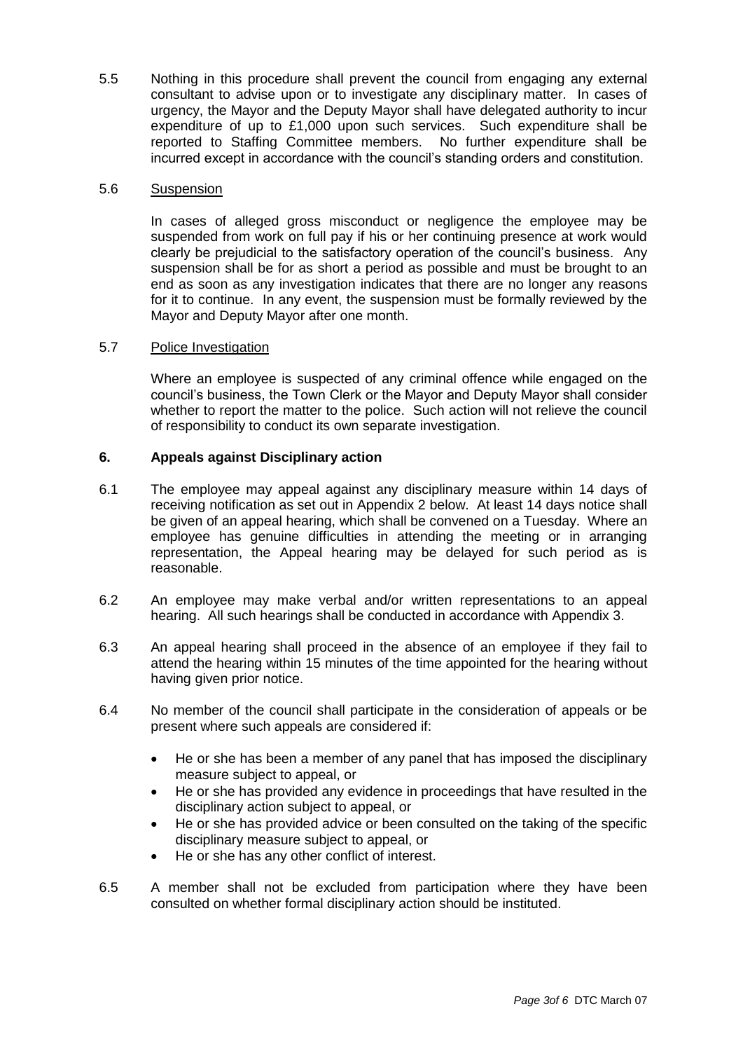5.5 Nothing in this procedure shall prevent the council from engaging any external consultant to advise upon or to investigate any disciplinary matter. In cases of urgency, the Mayor and the Deputy Mayor shall have delegated authority to incur expenditure of up to £1,000 upon such services. Such expenditure shall be reported to Staffing Committee members. No further expenditure shall be incurred except in accordance with the council's standing orders and constitution.

5.6 Suspension

In cases of alleged gross misconduct or negligence the employee may be suspended from work on full pay if his or her continuing presence at work would clearly be prejudicial to the satisfactory operation of the council's business. Any suspension shall be for as short a period as possible and must be brought to an end as soon as any investigation indicates that there are no longer any reasons for it to continue. In any event, the suspension must be formally reviewed by the Mayor and Deputy Mayor after one month.

5.7 Police Investigation

Where an employee is suspected of any criminal offence while engaged on the council's business, the Town Clerk or the Mayor and Deputy Mayor shall consider whether to report the matter to the police. Such action will not relieve the council of responsibility to conduct its own separate investigation.

## 6. Appeals against Disciplinary action

6.1 The employee may appeal against any disciplinary measure within 14 days of receiving notification as set out in Appendix 2 below. At least 14 days notice shall be given of an appeal hearing, which shall be convened on a Tuesday. Where an employee has genuine difficulties in attending the meeting or in arranging representation, the Appeal hearing may be delayed for such period as is reasonable.

6.2 An employee may make verbal and/or written representations to an appeal hearing. All such hearings shall be conducted in accordance with Appendix 3.

6.3 An appeal hearing shall proceed in the absence of an employee if they fail to attend the hearing within 15 minutes of the time appointed for the hearing without having given prior notice.

6.4 No member of the council shall participate in the consideration of appeals or be present where such appeals are considered if:

- He or she has been a member of any panel that has imposed the disciplinary measure subject to appeal, or
- He or she has provided any evidence in proceedings that have resulted in the disciplinary action subject to appeal, or
- He or she has provided advice or been consulted on the taking of the specific disciplinary measure subject to appeal, or
- He or she has any other conflict of interest.

6.5 A member shall not be excluded from participation where they have been consulted on whether formal disciplinary action should be instituted.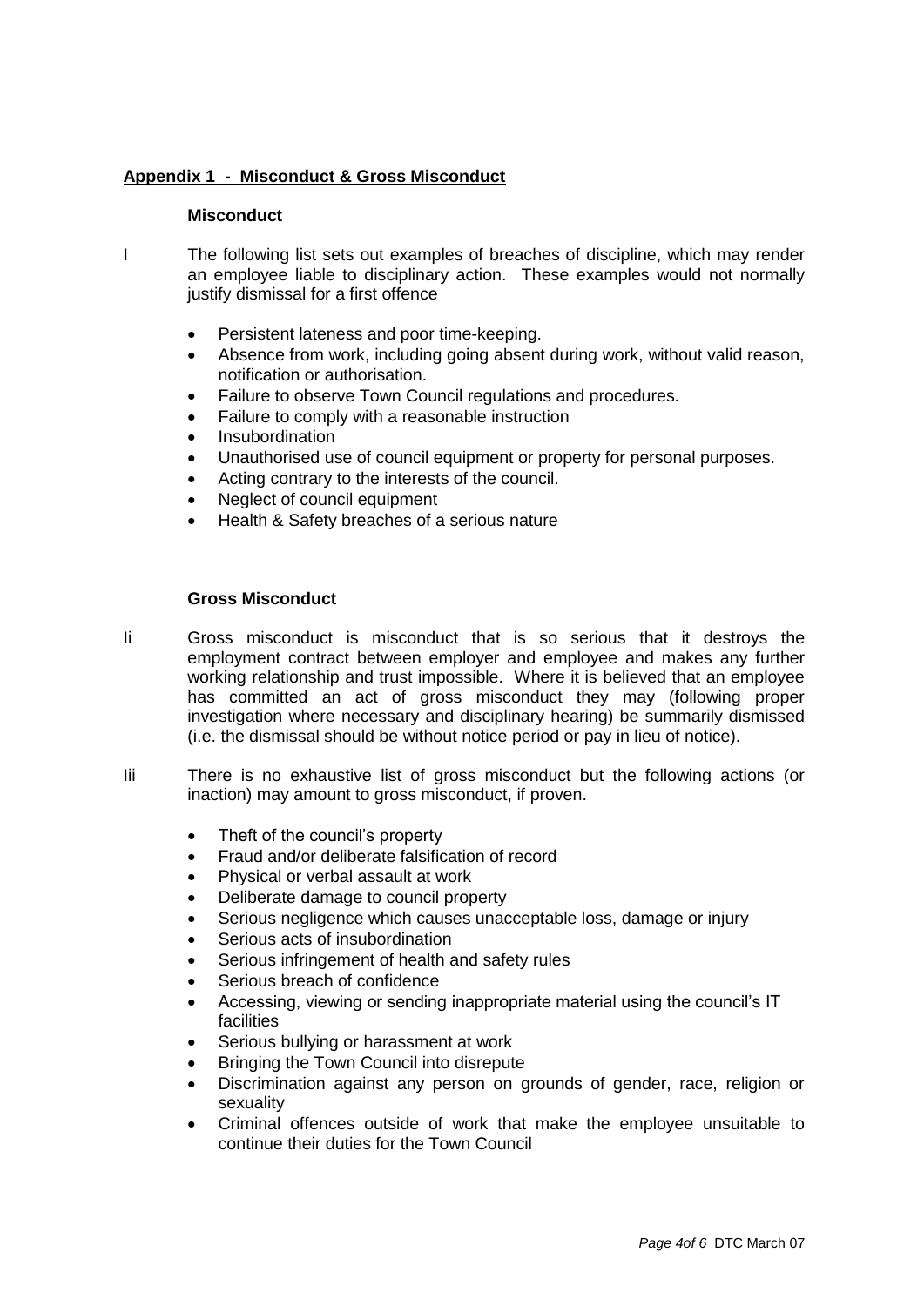**Appendix 1 - Misconduct & Gross Misconduct**

**Misconduct**

I The following list sets out examples of breaches of discipline, which may render an employee liable to disciplinary action. These examples would not normally justify dismissal for a first offence

- Persistent lateness and poor time-keeping.
- Absence from work, including going absent during work, without valid reason, notification or authorisation.
- Failure to observe Town Council regulations and procedures.
- Failure to comply with a reasonable instruction
- Insubordination
- Unauthorised use of council equipment or property for personal purposes.
- Acting contrary to the interests of the council.
- Neglect of council equipment
- Health & Safety breaches of a serious nature

**Gross Misconduct**

Ii Gross misconduct is misconduct that is so serious that it destroys the employment contract between employer and employee and makes any further working relationship and trust impossible. Where it is believed that an employee has committed an act of gross misconduct they may (following proper investigation where necessary and disciplinary hearing) be summarily dismissed (i.e. the dismissal should be without notice period or pay in lieu of notice).

Iii There is no exhaustive list of gross misconduct but the following actions (or inaction) may amount to gross misconduct, if proven.

- Theft of the council's property
- Fraud and/or deliberate falsification of record
- Physical or verbal assault at work
- Deliberate damage to council property
- Serious negligence which causes unacceptable loss, damage or injury
- Serious acts of insubordination
- Serious infringement of health and safety rules
- Serious breach of confidence
- Accessing, viewing or sending inappropriate material using the council's IT facilities
- Serious bullying or harassment at work
- Bringing the Town Council into disrepute
- Discrimination against any person on grounds of gender, race, religion or sexuality
- Criminal offences outside of work that make the employee unsuitable to continue their duties for the Town Council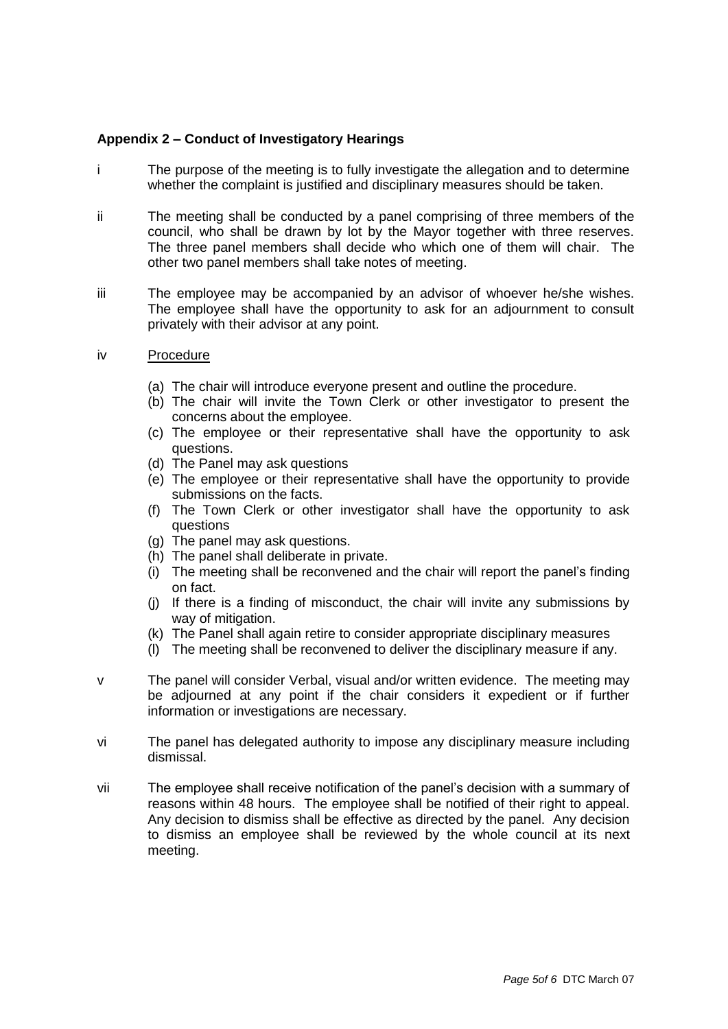**Appendix 2 – Conduct of Investigatory Hearings**

i The purpose of the meeting is to fully investigate the allegation and to determine whether the complaint is justified and disciplinary measures should be taken.

ii The meeting shall be conducted by a panel comprising of three members of the council, who shall be drawn by lot by the Mayor together with three reserves. The three panel members shall decide who which one of them will chair. The other two panel members shall take notes of meeting.

iii The employee may be accompanied by an advisor of whoever he/she wishes. The employee shall have the opportunity to ask for an adjournment to consult privately with their advisor at any point.

iv <u>Procedure</u>

(a) The chair will introduce everyone present and outline the procedure.
(b) The chair will invite the Town Clerk or other investigator to present the concerns about the employee.
(c) The employee or their representative shall have the opportunity to ask questions.
(d) The Panel may ask questions
(e) The employee or their representative shall have the opportunity to provide submissions on the facts.
(f) The Town Clerk or other investigator shall have the opportunity to ask questions
(g) The panel may ask questions.
(h) The panel shall deliberate in private.
(i) The meeting shall be reconvened and the chair will report the panel's finding on fact.
(j) If there is a finding of misconduct, the chair will invite any submissions by way of mitigation.
(k) The Panel shall again retire to consider appropriate disciplinary measures
(l) The meeting shall be reconvened to deliver the disciplinary measure if any.

v The panel will consider Verbal, visual and/or written evidence. The meeting may be adjourned at any point if the chair considers it expedient or if further information or investigations are necessary.

vi The panel has delegated authority to impose any disciplinary measure including dismissal.

vii The employee shall receive notification of the panel's decision with a summary of reasons within 48 hours. The employee shall be notified of their right to appeal. Any decision to dismiss shall be effective as directed by the panel. Any decision to dismiss an employee shall be reviewed by the whole council at its next meeting.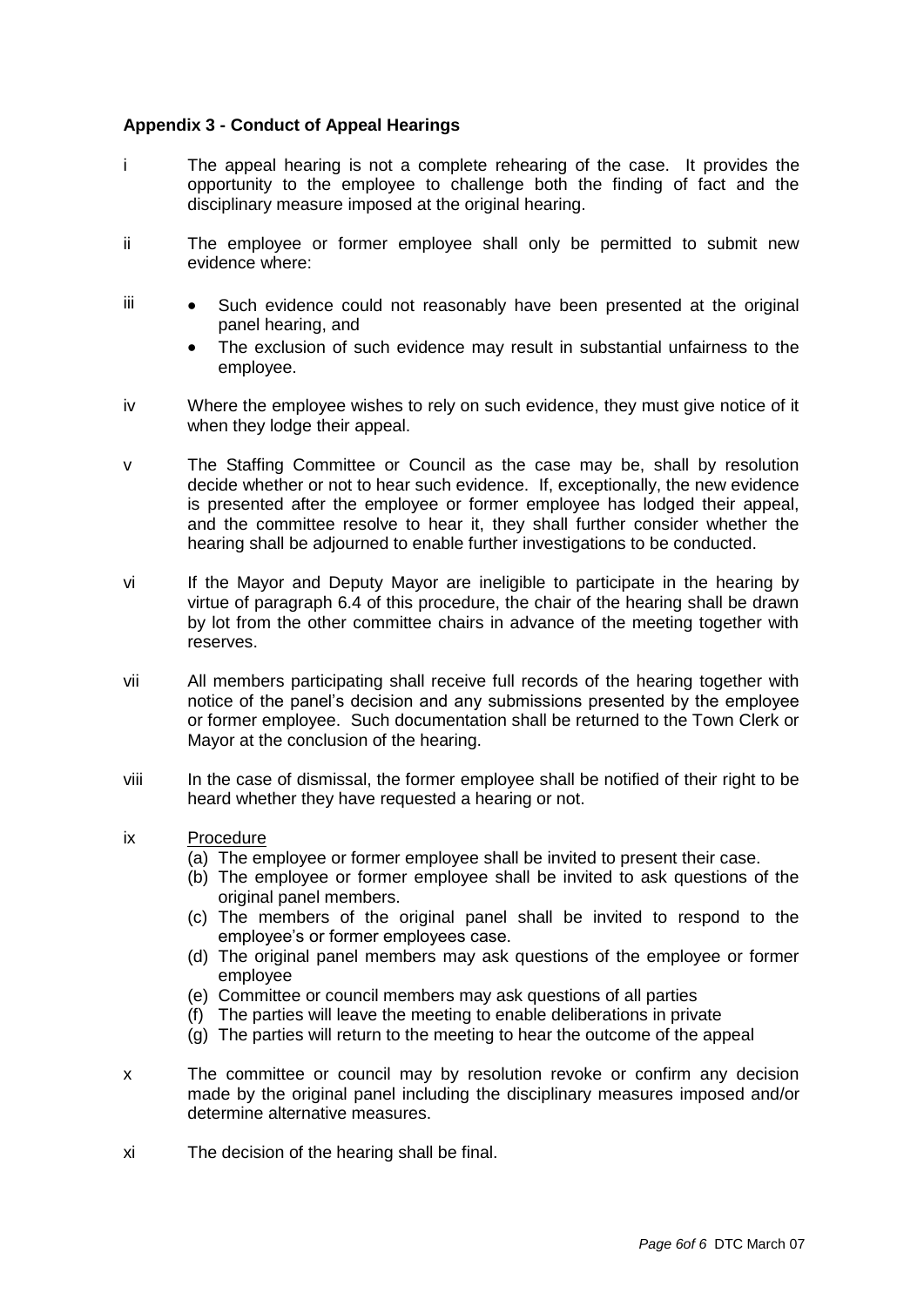**Appendix 3 - Conduct of Appeal Hearings**

i The appeal hearing is not a complete rehearing of the case. It provides the opportunity to the employee to challenge both the finding of fact and the disciplinary measure imposed at the original hearing.

ii The employee or former employee shall only be permitted to submit new evidence where:

iii
- Such evidence could not reasonably have been presented at the original panel hearing, and
- The exclusion of such evidence may result in substantial unfairness to the employee.

iv Where the employee wishes to rely on such evidence, they must give notice of it when they lodge their appeal.

v The Staffing Committee or Council as the case may be, shall by resolution decide whether or not to hear such evidence. If, exceptionally, the new evidence is presented after the employee or former employee has lodged their appeal, and the committee resolve to hear it, they shall further consider whether the hearing shall be adjourned to enable further investigations to be conducted.

vi If the Mayor and Deputy Mayor are ineligible to participate in the hearing by virtue of paragraph 6.4 of this procedure, the chair of the hearing shall be drawn by lot from the other committee chairs in advance of the meeting together with reserves.

vii All members participating shall receive full records of the hearing together with notice of the panel's decision and any submissions presented by the employee or former employee. Such documentation shall be returned to the Town Clerk or Mayor at the conclusion of the hearing.

viii In the case of dismissal, the former employee shall be notified of their right to be heard whether they have requested a hearing or not.

ix <u>Procedure</u>

(a) The employee or former employee shall be invited to present their case.
(b) The employee or former employee shall be invited to ask questions of the original panel members.
(c) The members of the original panel shall be invited to respond to the employee's or former employees case.
(d) The original panel members may ask questions of the employee or former employee
(e) Committee or council members may ask questions of all parties
(f) The parties will leave the meeting to enable deliberations in private
(g) The parties will return to the meeting to hear the outcome of the appeal

x The committee or council may by resolution revoke or confirm any decision made by the original panel including the disciplinary measures imposed and/or determine alternative measures.

xi The decision of the hearing shall be final.

*DTC March 07*